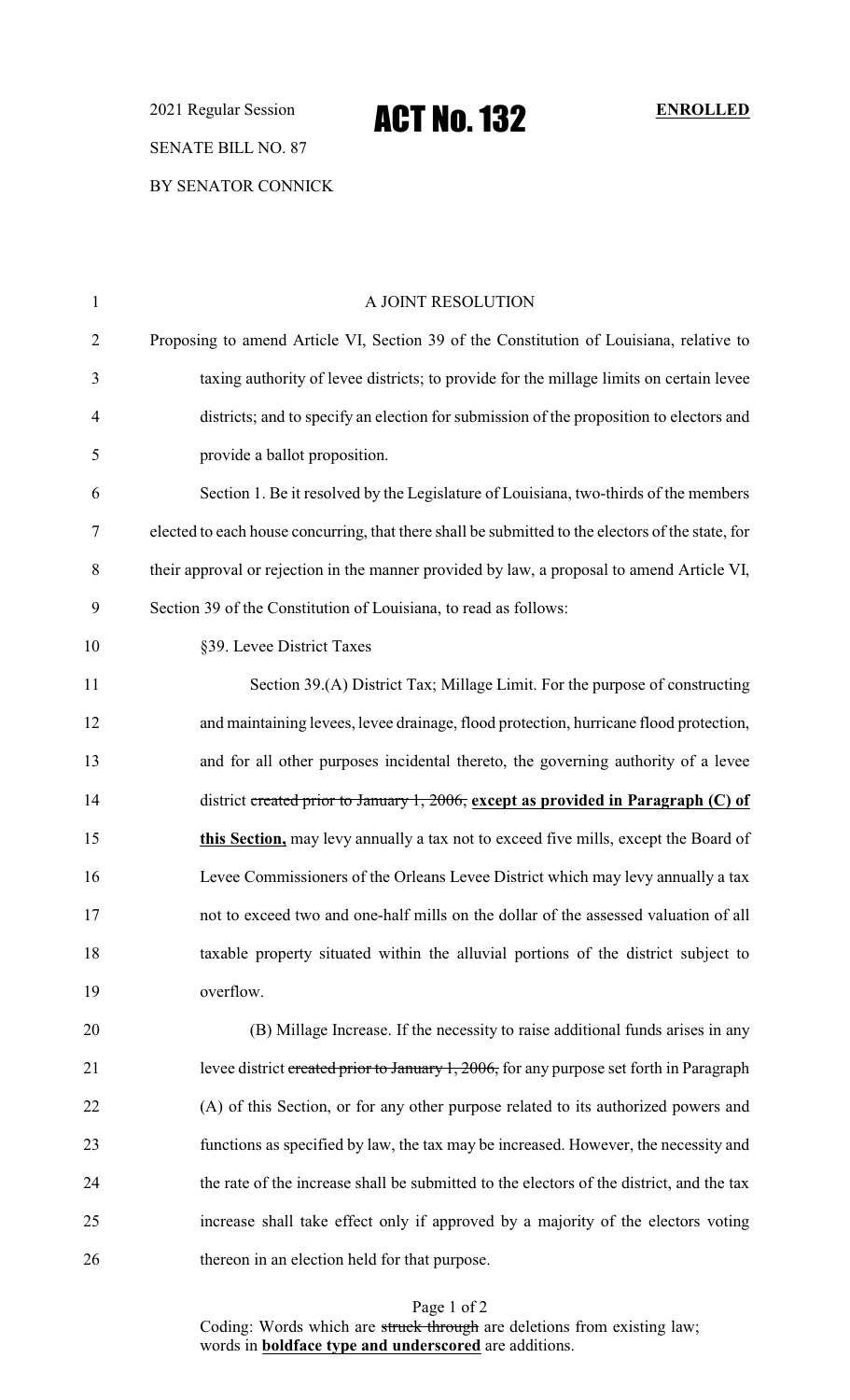2021 Regular Session

# ACT No. 132

**ENROLLED**

SENATE BILL NO. 87

BY SENATOR CONNICK

A JOINT RESOLUTION

Proposing to amend Article VI, Section 39 of the Constitution of Louisiana, relative to taxing authority of levee districts; to provide for the millage limits on certain levee districts; and to specify an election for submission of the proposition to electors and provide a ballot proposition.

Section 1. Be it resolved by the Legislature of Louisiana, two-thirds of the members elected to each house concurring, that there shall be submitted to the electors of the state, for their approval or rejection in the manner provided by law, a proposal to amend Article VI, Section 39 of the Constitution of Louisiana, to read as follows:

§39. Levee District Taxes

Section 39.(A) District Tax; Millage Limit. For the purpose of constructing and maintaining levees, levee drainage, flood protection, hurricane flood protection, and for all other purposes incidental thereto, the governing authority of a levee district ~~created prior to January 1, 2006,~~ **<u>except as provided in Paragraph (C) of this Section,</u>** may levy annually a tax not to exceed five mills, except the Board of Levee Commissioners of the Orleans Levee District which may levy annually a tax not to exceed two and one-half mills on the dollar of the assessed valuation of all taxable property situated within the alluvial portions of the district subject to overflow.

(B) Millage Increase. If the necessity to raise additional funds arises in any levee district ~~created prior to January 1, 2006,~~ for any purpose set forth in Paragraph (A) of this Section, or for any other purpose related to its authorized powers and functions as specified by law, the tax may be increased. However, the necessity and the rate of the increase shall be submitted to the electors of the district, and the tax increase shall take effect only if approved by a majority of the electors voting thereon in an election held for that purpose.

Coding: Words which are ~~struck through~~ are deletions from existing law; words in **<u>boldface type and underscored</u>** are additions.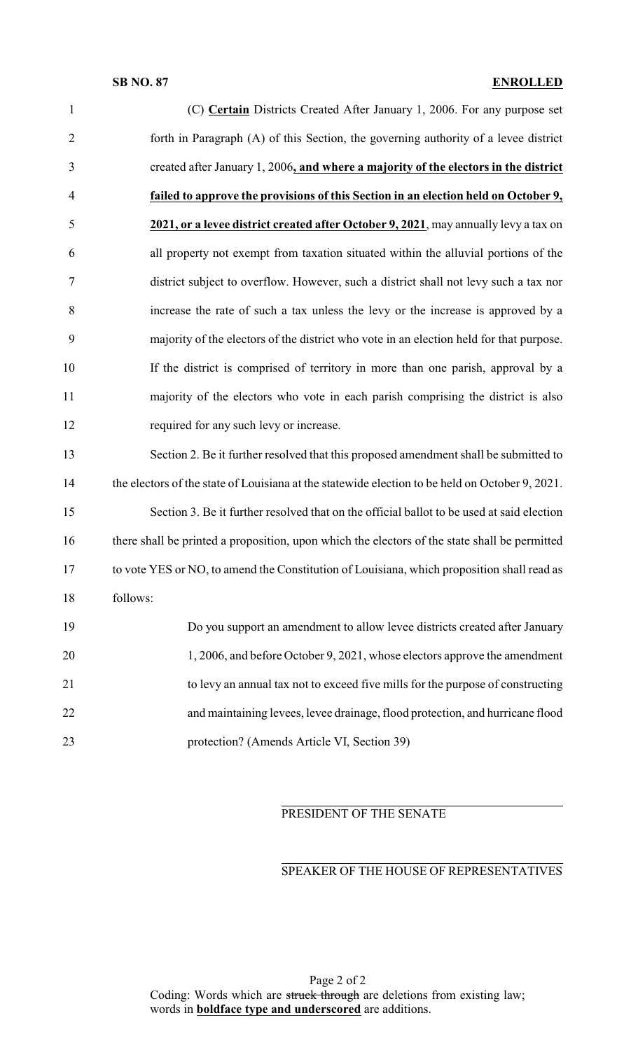(C) **Certain** Districts Created After January 1, 2006. For any purpose set forth in Paragraph (A) of this Section, the governing authority of a levee district created after January 1, 2006**, and where a majority of the electors in the district failed to approve the provisions of this Section in an election held on October 9, 2021, or a levee district created after October 9, 2021**, may annually levy a tax on all property not exempt from taxation situated within the alluvial portions of the district subject to overflow. However, such a district shall not levy such a tax nor increase the rate of such a tax unless the levy or the increase is approved by a majority of the electors of the district who vote in an election held for that purpose. If the district is comprised of territory in more than one parish, approval by a majority of the electors who vote in each parish comprising the district is also required for any such levy or increase.

Section 2. Be it further resolved that this proposed amendment shall be submitted to the electors of the state of Louisiana at the statewide election to be held on October 9, 2021.

Section 3. Be it further resolved that on the official ballot to be used at said election there shall be printed a proposition, upon which the electors of the state shall be permitted to vote YES or NO, to amend the Constitution of Louisiana, which proposition shall read as follows:

> Do you support an amendment to allow levee districts created after January 1, 2006, and before October 9, 2021, whose electors approve the amendment to levy an annual tax not to exceed five mills for the purpose of constructing and maintaining levees, levee drainage, flood protection, and hurricane flood protection? (Amends Article VI, Section 39)

PRESIDENT OF THE SENATE

SPEAKER OF THE HOUSE OF REPRESENTATIVES

Coding: Words which are ~~struck through~~ are deletions from existing law; words in **boldface type and underscored** are additions.